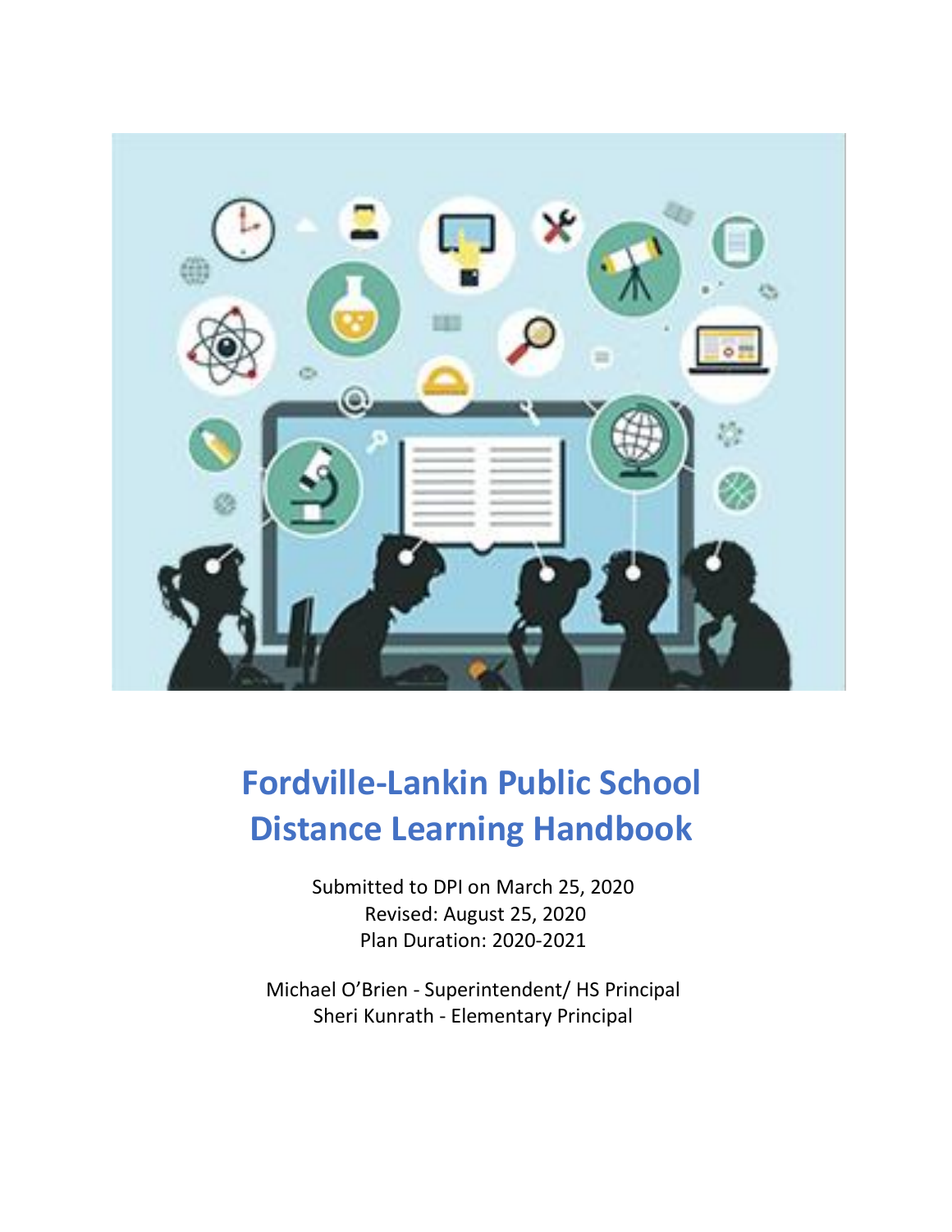# Fordville-Lankin Public School Distance Learning Handbook

Submitted to DPI on March 25, 2020
Revised: August 25, 2020
Plan Duration: 2020-2021

Michael O'Brien - Superintendent/ HS Principal
Sheri Kunrath - Elementary Principal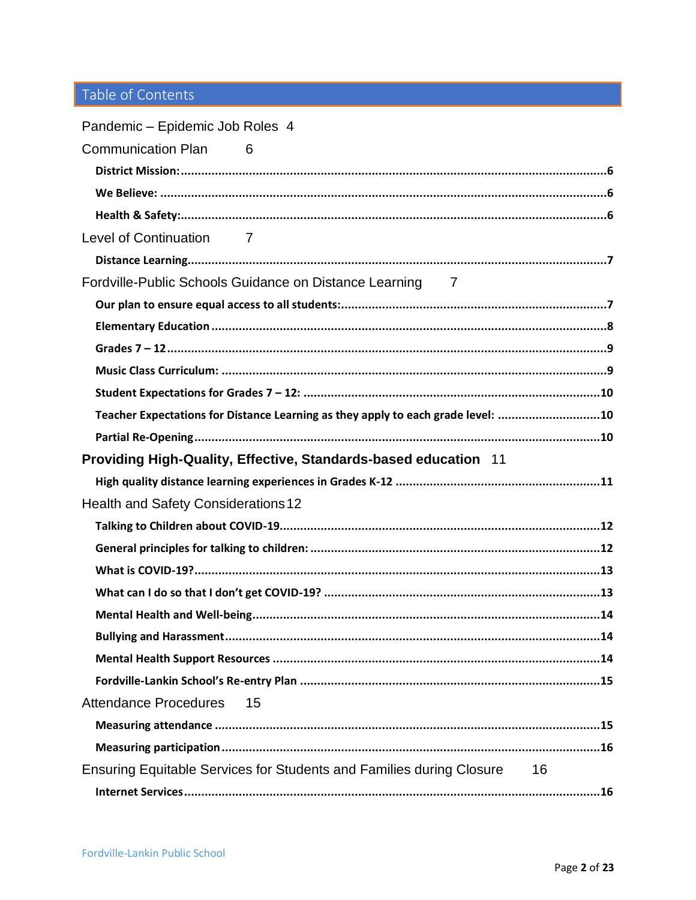# Table of Contents

Pandemic – Epidemic Job Roles 4

Communication Plan 6

- **District Mission:** ... 6
- **We Believe:** ... 6
- **Health & Safety:** ... 6

Level of Continuation 7

- **Distance Learning** ... 7

Fordville-Public Schools Guidance on Distance Learning 7

- **Our plan to ensure equal access to all students:** ... 7
- **Elementary Education** ... 8
- **Grades 7 – 12** ... 9
- **Music Class Curriculum:** ... 9
- **Student Expectations for Grades 7 – 12:** ... 10
- **Teacher Expectations for Distance Learning as they apply to each grade level:** ... 10
- **Partial Re-Opening** ... 10

**Providing High-Quality, Effective, Standards-based education** 11

- **High quality distance learning experiences in Grades K-12** ... 11

Health and Safety Considerations 12

- **Talking to Children about COVID-19** ... 12
- **General principles for talking to children:** ... 12
- **What is COVID-19?** ... 13
- **What can I do so that I don't get COVID-19?** ... 13
- **Mental Health and Well-being** ... 14
- **Bullying and Harassment** ... 14
- **Mental Health Support Resources** ... 14
- **Fordville-Lankin School's Re-entry Plan** ... 15

Attendance Procedures 15

- **Measuring attendance** ... 15
- **Measuring participation** ... 16

Ensuring Equitable Services for Students and Families during Closure 16

- **Internet Services** ... 16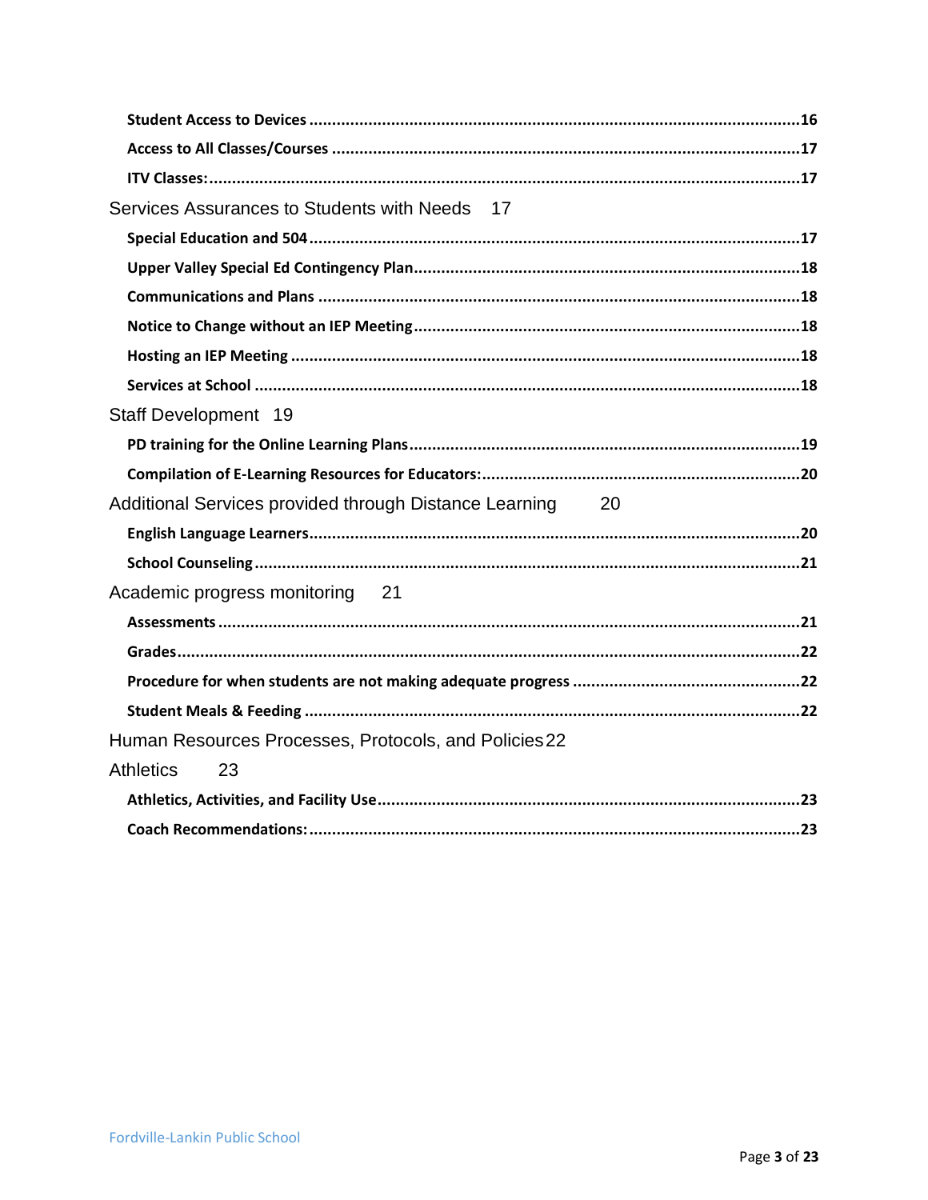**Student Access to Devices** ........................................................................................................16

**Access to All Classes/Courses** ...................................................................................................17

**ITV Classes:**................................................................................................................................17

Services Assurances to Students with Needs 17

**Special Education and 504**..........................................................................................................17

**Upper Valley Special Ed Contingency Plan**...................................................................................18

**Communications and Plans** .........................................................................................................18

**Notice to Change without an IEP Meeting**...................................................................................18

**Hosting an IEP Meeting** ...............................................................................................................18

**Services at School** .......................................................................................................................18

Staff Development 19

**PD training for the Online Learning Plans**.....................................................................................19

**Compilation of E-Learning Resources for Educators:**.....................................................................20

Additional Services provided through Distance Learning 20

**English Language Learners**...........................................................................................................20

**School Counseling**.......................................................................................................................21

Academic progress monitoring 21

**Assessments**...............................................................................................................................21

**Grades**........................................................................................................................................22

**Procedure for when students are not making adequate progress** .................................................22

**Student Meals & Feeding** ............................................................................................................22

Human Resources Processes, Protocols, and Policies 22

Athletics 23

**Athletics, Activities, and Facility Use**............................................................................................23

**Coach Recommendations:**..........................................................................................................23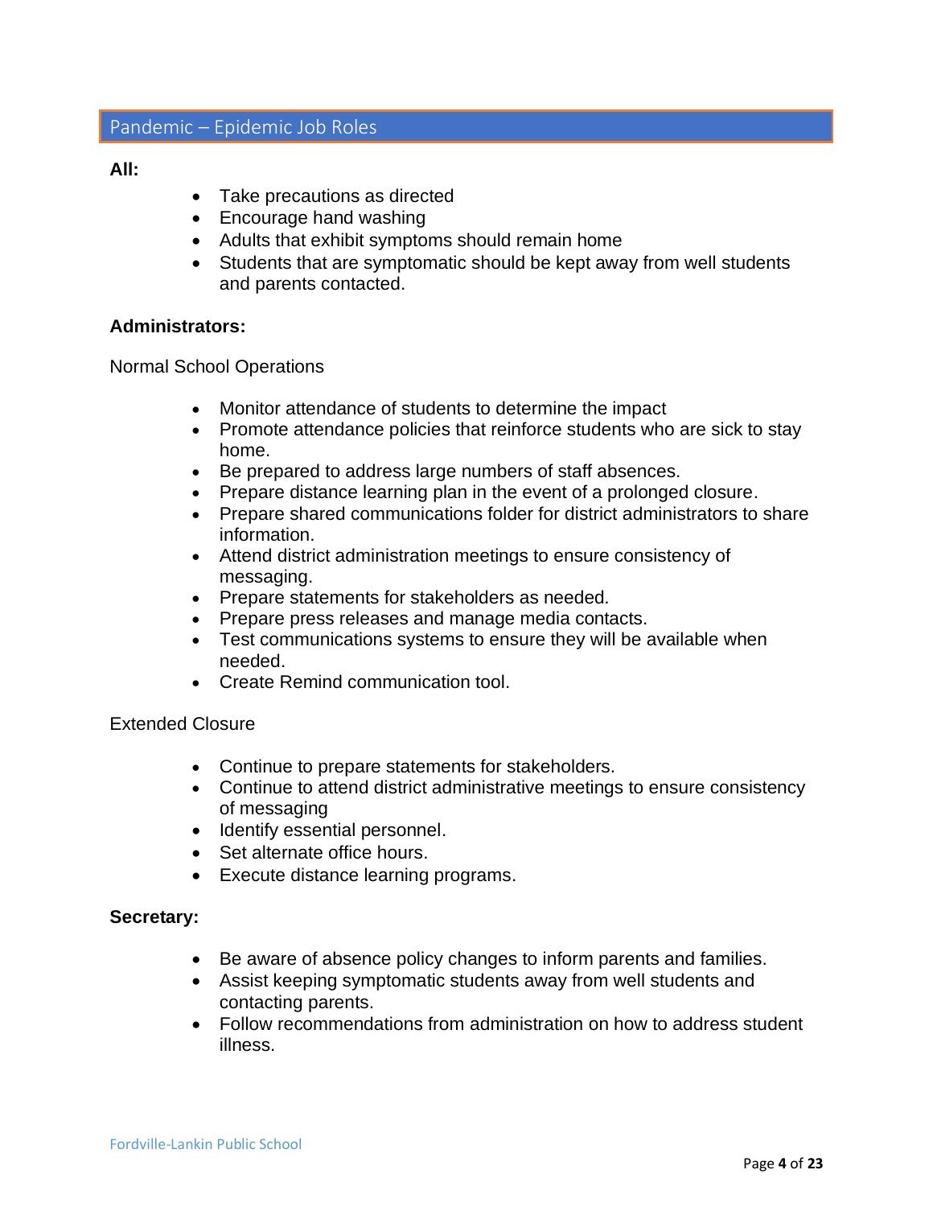## Pandemic – Epidemic Job Roles

**All:**

- Take precautions as directed
- Encourage hand washing
- Adults that exhibit symptoms should remain home
- Students that are symptomatic should be kept away from well students and parents contacted.

**Administrators:**

Normal School Operations

- Monitor attendance of students to determine the impact
- Promote attendance policies that reinforce students who are sick to stay home.
- Be prepared to address large numbers of staff absences.
- Prepare distance learning plan in the event of a prolonged closure.
- Prepare shared communications folder for district administrators to share information.
- Attend district administration meetings to ensure consistency of messaging.
- Prepare statements for stakeholders as needed.
- Prepare press releases and manage media contacts.
- Test communications systems to ensure they will be available when needed.
- Create Remind communication tool.

Extended Closure

- Continue to prepare statements for stakeholders.
- Continue to attend district administrative meetings to ensure consistency of messaging
- Identify essential personnel.
- Set alternate office hours.
- Execute distance learning programs.

**Secretary:**

- Be aware of absence policy changes to inform parents and families.
- Assist keeping symptomatic students away from well students and contacting parents.
- Follow recommendations from administration on how to address student illness.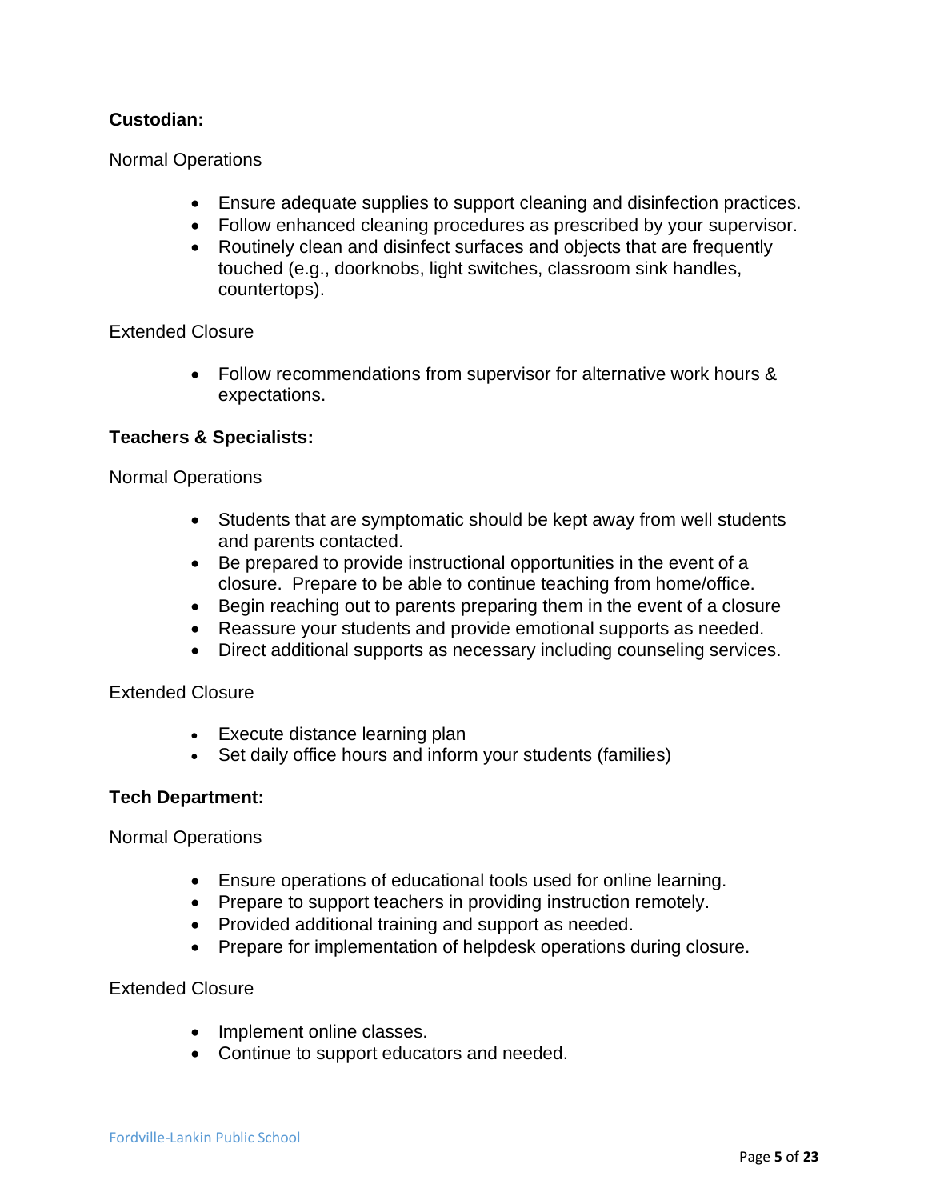**Custodian:**

Normal Operations

- Ensure adequate supplies to support cleaning and disinfection practices.
- Follow enhanced cleaning procedures as prescribed by your supervisor.
- Routinely clean and disinfect surfaces and objects that are frequently touched (e.g., doorknobs, light switches, classroom sink handles, countertops).

Extended Closure

- Follow recommendations from supervisor for alternative work hours & expectations.

**Teachers & Specialists:**

Normal Operations

- Students that are symptomatic should be kept away from well students and parents contacted.
- Be prepared to provide instructional opportunities in the event of a closure. Prepare to be able to continue teaching from home/office.
- Begin reaching out to parents preparing them in the event of a closure
- Reassure your students and provide emotional supports as needed.
- Direct additional supports as necessary including counseling services.

Extended Closure

- Execute distance learning plan
- Set daily office hours and inform your students (families)

**Tech Department:**

Normal Operations

- Ensure operations of educational tools used for online learning.
- Prepare to support teachers in providing instruction remotely.
- Provided additional training and support as needed.
- Prepare for implementation of helpdesk operations during closure.

Extended Closure

- Implement online classes.
- Continue to support educators and needed.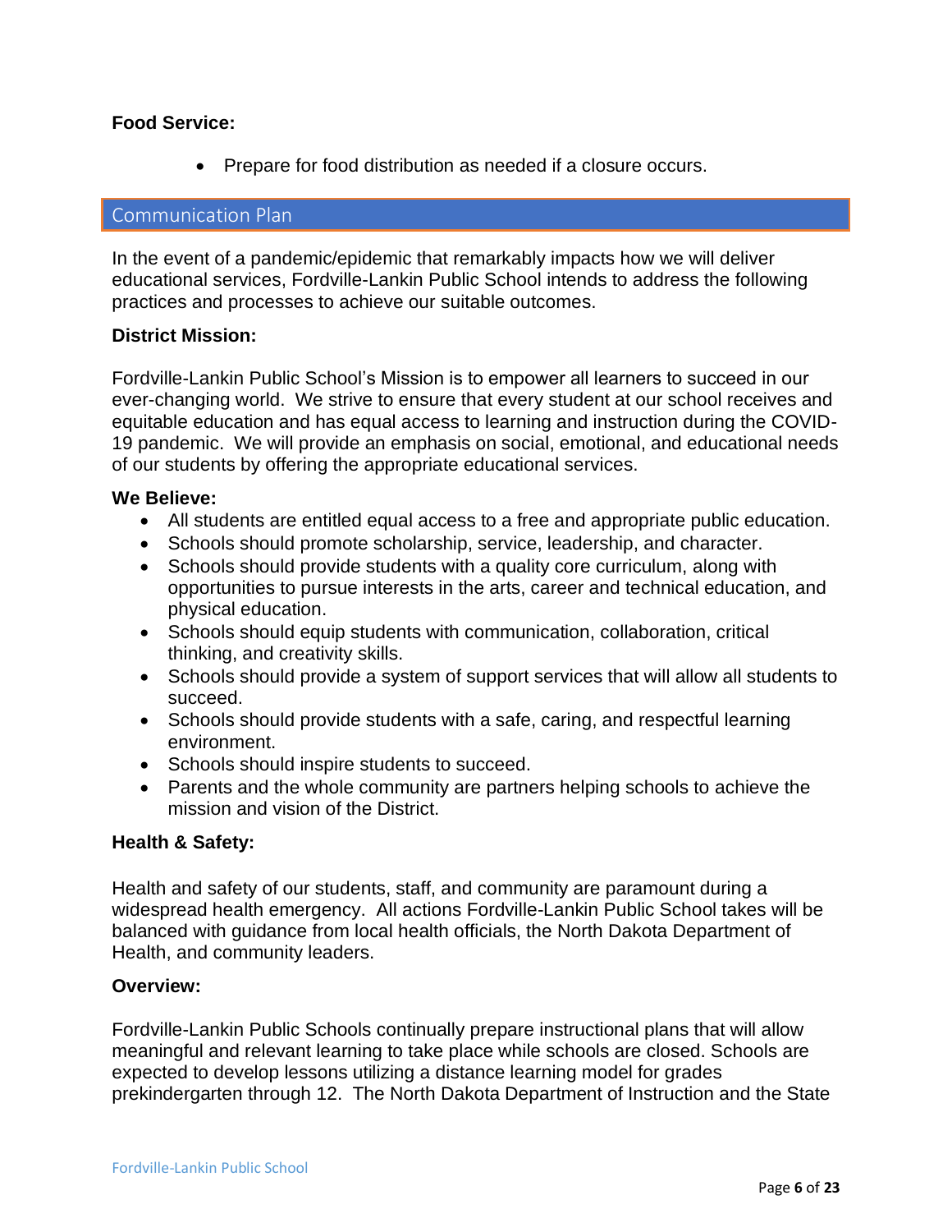**Food Service:**

- Prepare for food distribution as needed if a closure occurs.

## Communication Plan

In the event of a pandemic/epidemic that remarkably impacts how we will deliver educational services, Fordville-Lankin Public School intends to address the following practices and processes to achieve our suitable outcomes.

**District Mission:**

Fordville-Lankin Public School's Mission is to empower all learners to succeed in our ever-changing world. We strive to ensure that every student at our school receives and equitable education and has equal access to learning and instruction during the COVID-19 pandemic. We will provide an emphasis on social, emotional, and educational needs of our students by offering the appropriate educational services.

**We Believe:**

- All students are entitled equal access to a free and appropriate public education.
- Schools should promote scholarship, service, leadership, and character.
- Schools should provide students with a quality core curriculum, along with opportunities to pursue interests in the arts, career and technical education, and physical education.
- Schools should equip students with communication, collaboration, critical thinking, and creativity skills.
- Schools should provide a system of support services that will allow all students to succeed.
- Schools should provide students with a safe, caring, and respectful learning environment.
- Schools should inspire students to succeed.
- Parents and the whole community are partners helping schools to achieve the mission and vision of the District.

**Health & Safety:**

Health and safety of our students, staff, and community are paramount during a widespread health emergency. All actions Fordville-Lankin Public School takes will be balanced with guidance from local health officials, the North Dakota Department of Health, and community leaders.

**Overview:**

Fordville-Lankin Public Schools continually prepare instructional plans that will allow meaningful and relevant learning to take place while schools are closed. Schools are expected to develop lessons utilizing a distance learning model for grades prekindergarten through 12. The North Dakota Department of Instruction and the State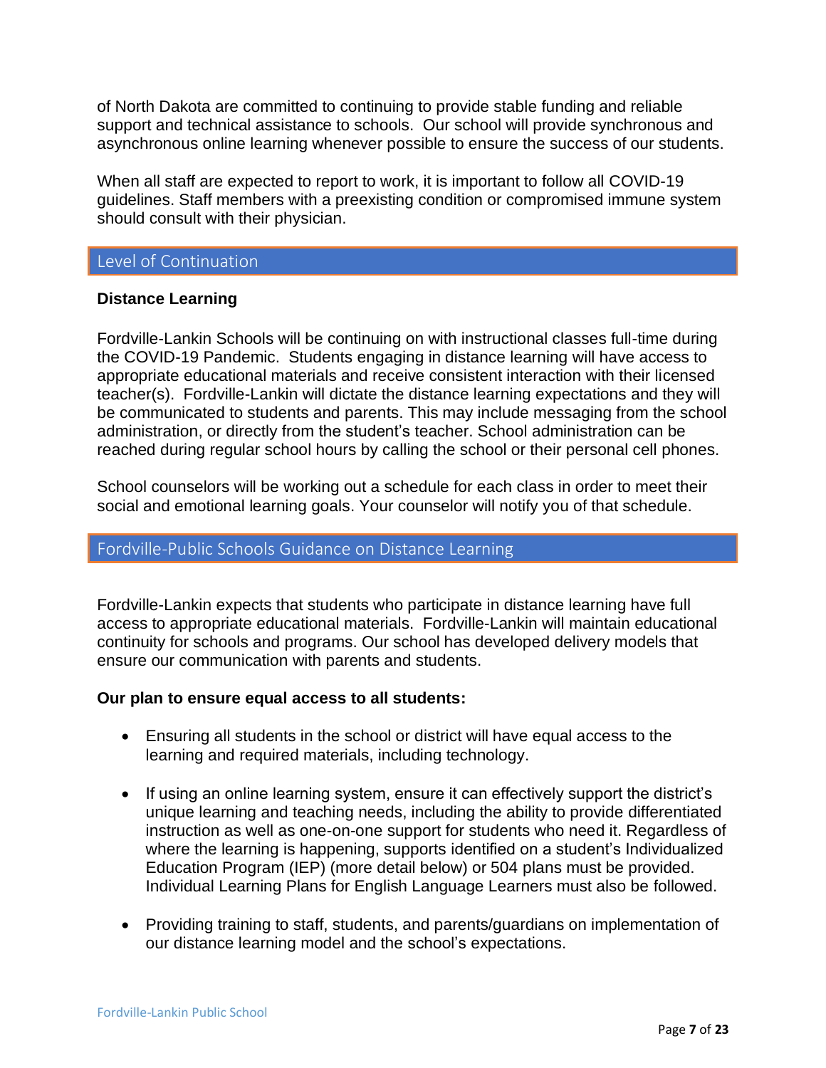of North Dakota are committed to continuing to provide stable funding and reliable support and technical assistance to schools. Our school will provide synchronous and asynchronous online learning whenever possible to ensure the success of our students.

When all staff are expected to report to work, it is important to follow all COVID-19 guidelines. Staff members with a preexisting condition or compromised immune system should consult with their physician.

## Level of Continuation

**Distance Learning**

Fordville-Lankin Schools will be continuing on with instructional classes full-time during the COVID-19 Pandemic. Students engaging in distance learning will have access to appropriate educational materials and receive consistent interaction with their licensed teacher(s). Fordville-Lankin will dictate the distance learning expectations and they will be communicated to students and parents. This may include messaging from the school administration, or directly from the student's teacher. School administration can be reached during regular school hours by calling the school or their personal cell phones.

School counselors will be working out a schedule for each class in order to meet their social and emotional learning goals. Your counselor will notify you of that schedule.

## Fordville-Public Schools Guidance on Distance Learning

Fordville-Lankin expects that students who participate in distance learning have full access to appropriate educational materials. Fordville-Lankin will maintain educational continuity for schools and programs. Our school has developed delivery models that ensure our communication with parents and students.

**Our plan to ensure equal access to all students:**

- Ensuring all students in the school or district will have equal access to the learning and required materials, including technology.
- If using an online learning system, ensure it can effectively support the district's unique learning and teaching needs, including the ability to provide differentiated instruction as well as one-on-one support for students who need it. Regardless of where the learning is happening, supports identified on a student's Individualized Education Program (IEP) (more detail below) or 504 plans must be provided. Individual Learning Plans for English Language Learners must also be followed.
- Providing training to staff, students, and parents/guardians on implementation of our distance learning model and the school's expectations.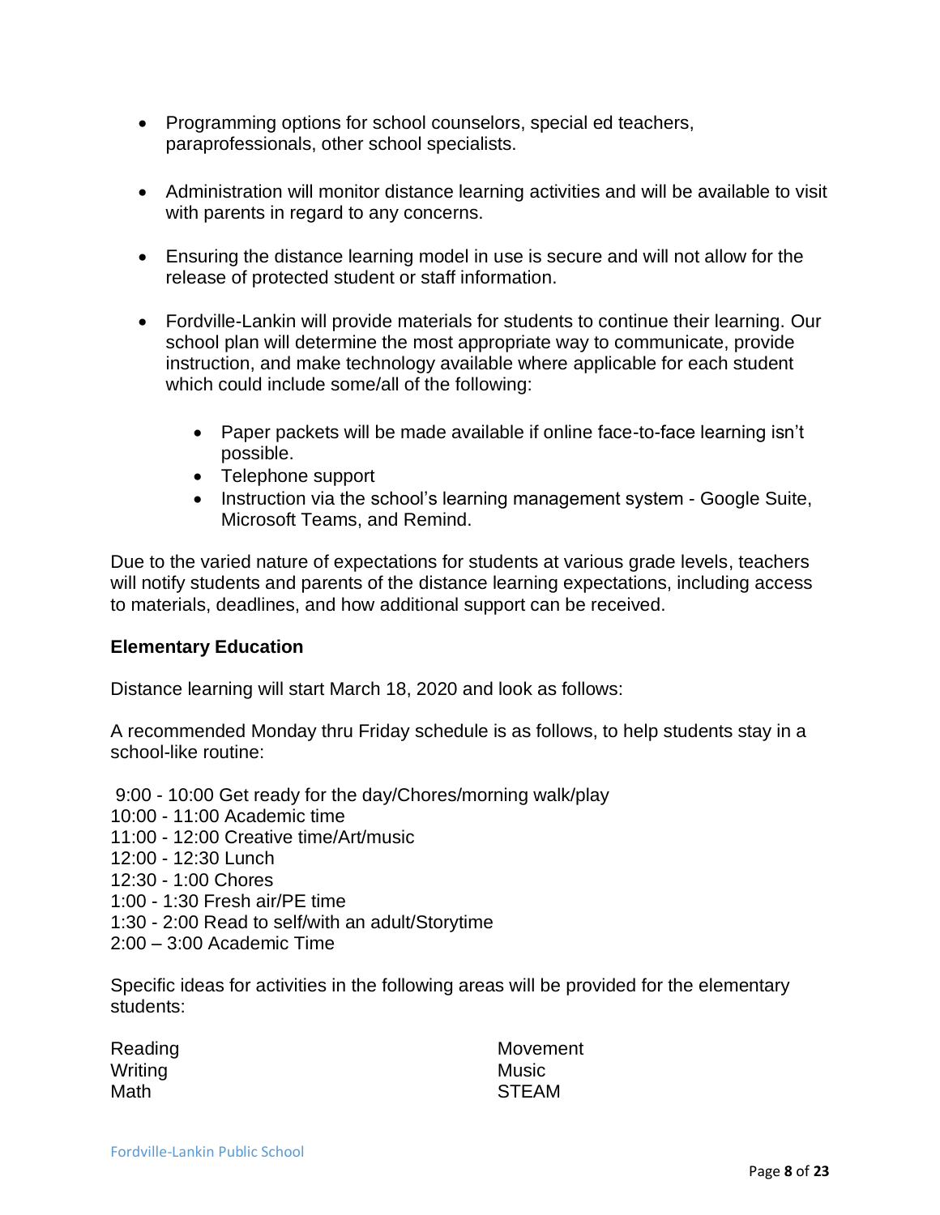- Programming options for school counselors, special ed teachers, paraprofessionals, other school specialists.

- Administration will monitor distance learning activities and will be available to visit with parents in regard to any concerns.

- Ensuring the distance learning model in use is secure and will not allow for the release of protected student or staff information.

- Fordville-Lankin will provide materials for students to continue their learning. Our school plan will determine the most appropriate way to communicate, provide instruction, and make technology available where applicable for each student which could include some/all of the following:

    - Paper packets will be made available if online face-to-face learning isn't possible.
    - Telephone support
    - Instruction via the school's learning management system - Google Suite, Microsoft Teams, and Remind.

Due to the varied nature of expectations for students at various grade levels, teachers will notify students and parents of the distance learning expectations, including access to materials, deadlines, and how additional support can be received.

**Elementary Education**

Distance learning will start March 18, 2020 and look as follows:

A recommended Monday thru Friday schedule is as follows, to help students stay in a school-like routine:

9:00 - 10:00 Get ready for the day/Chores/morning walk/play
10:00 - 11:00 Academic time
11:00 - 12:00 Creative time/Art/music
12:00 - 12:30 Lunch
12:30 - 1:00 Chores
1:00 - 1:30 Fresh air/PE time
1:30 - 2:00 Read to self/with an adult/Storytime
2:00 – 3:00 Academic Time

Specific ideas for activities in the following areas will be provided for the elementary students:

Reading
Writing
Math
Movement
Music
STEAM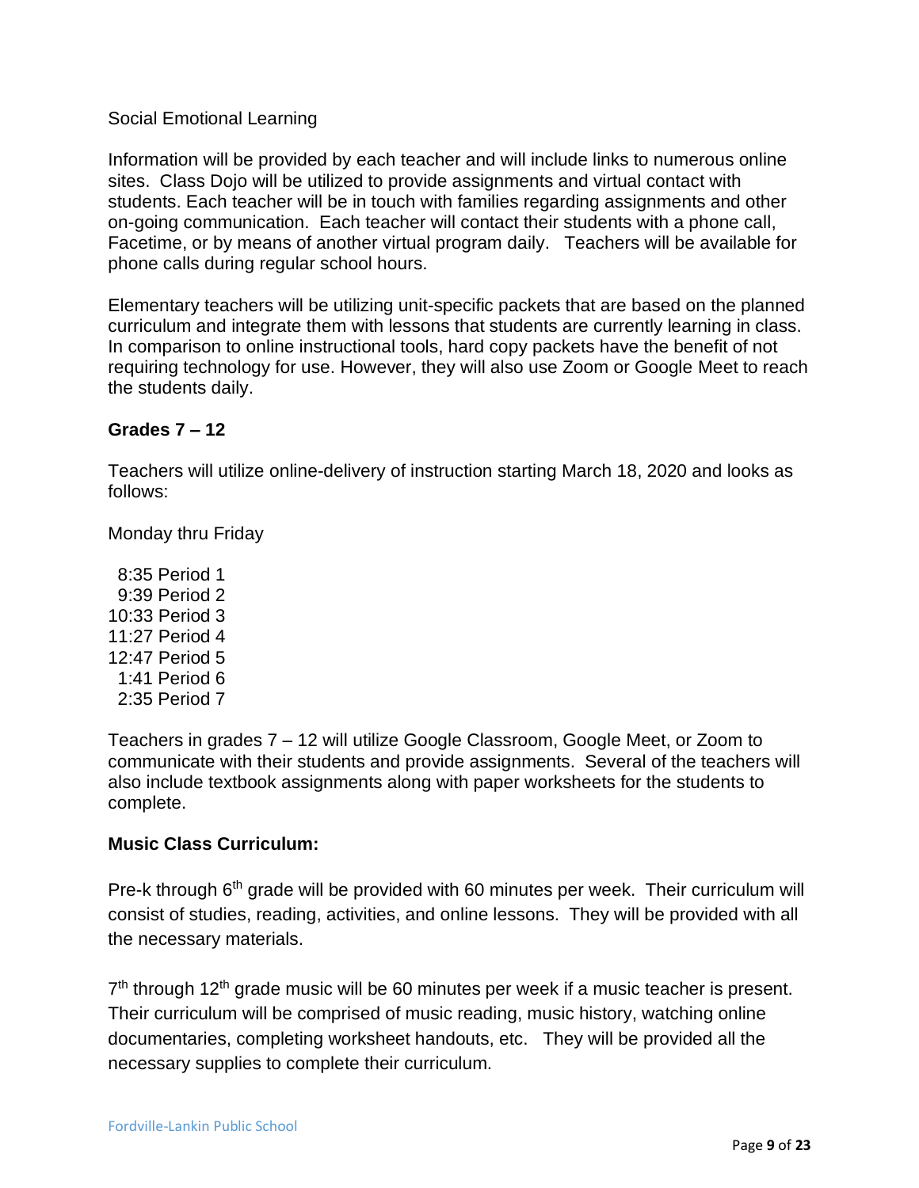Social Emotional Learning

Information will be provided by each teacher and will include links to numerous online sites. Class Dojo will be utilized to provide assignments and virtual contact with students. Each teacher will be in touch with families regarding assignments and other on-going communication. Each teacher will contact their students with a phone call, Facetime, or by means of another virtual program daily. Teachers will be available for phone calls during regular school hours.

Elementary teachers will be utilizing unit-specific packets that are based on the planned curriculum and integrate them with lessons that students are currently learning in class. In comparison to online instructional tools, hard copy packets have the benefit of not requiring technology for use. However, they will also use Zoom or Google Meet to reach the students daily.

**Grades 7 – 12**

Teachers will utilize online-delivery of instruction starting March 18, 2020 and looks as follows:

Monday thru Friday

8:35 Period 1
9:39 Period 2
10:33 Period 3
11:27 Period 4
12:47 Period 5
1:41 Period 6
2:35 Period 7

Teachers in grades 7 – 12 will utilize Google Classroom, Google Meet, or Zoom to communicate with their students and provide assignments. Several of the teachers will also include textbook assignments along with paper worksheets for the students to complete.

**Music Class Curriculum:**

Pre-k through 6th grade will be provided with 60 minutes per week. Their curriculum will consist of studies, reading, activities, and online lessons. They will be provided with all the necessary materials.

7th through 12th grade music will be 60 minutes per week if a music teacher is present. Their curriculum will be comprised of music reading, music history, watching online documentaries, completing worksheet handouts, etc. They will be provided all the necessary supplies to complete their curriculum.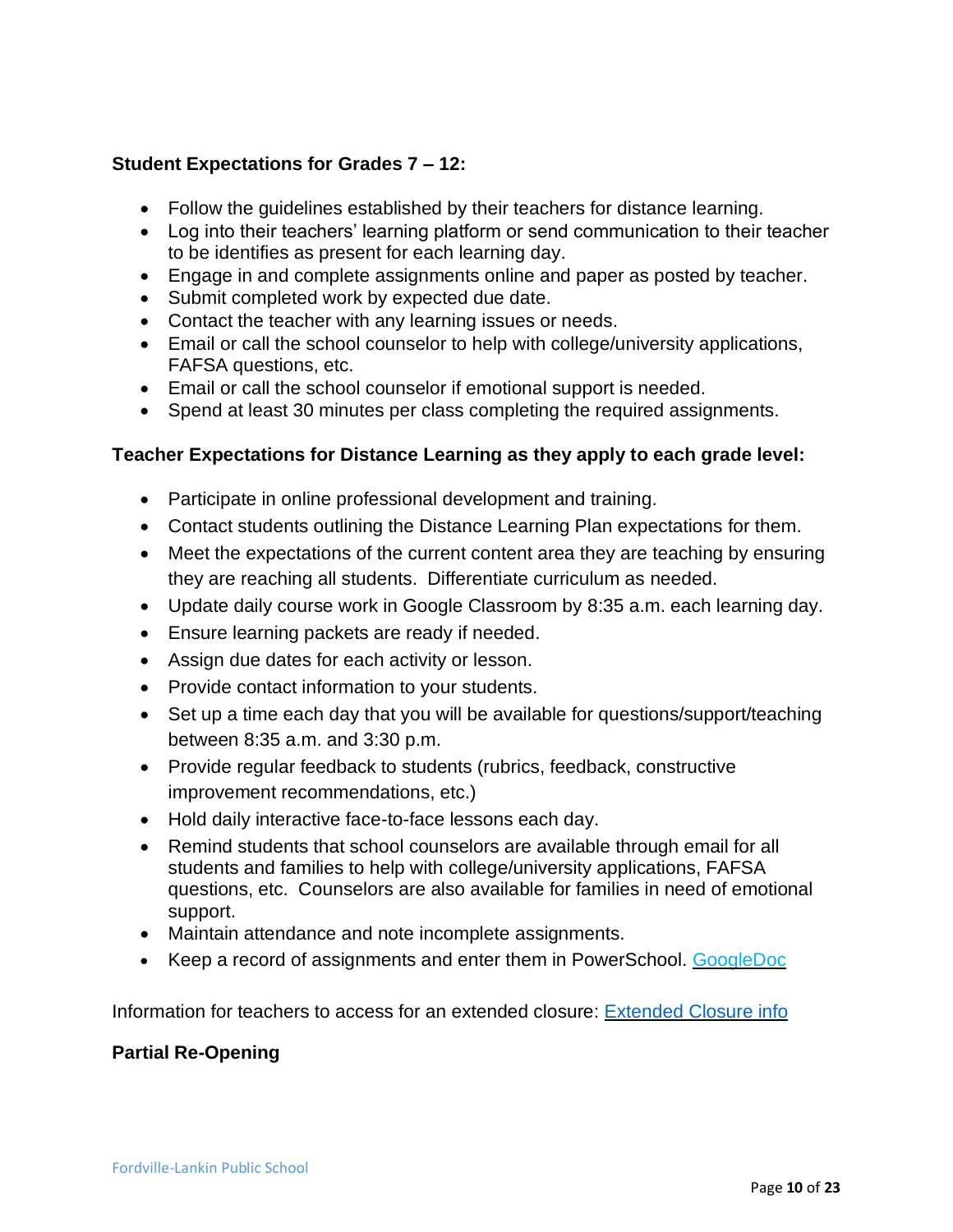**Student Expectations for Grades 7 – 12:**

- Follow the guidelines established by their teachers for distance learning.
- Log into their teachers' learning platform or send communication to their teacher to be identifies as present for each learning day.
- Engage in and complete assignments online and paper as posted by teacher.
- Submit completed work by expected due date.
- Contact the teacher with any learning issues or needs.
- Email or call the school counselor to help with college/university applications, FAFSA questions, etc.
- Email or call the school counselor if emotional support is needed.
- Spend at least 30 minutes per class completing the required assignments.

**Teacher Expectations for Distance Learning as they apply to each grade level:**

- Participate in online professional development and training.
- Contact students outlining the Distance Learning Plan expectations for them.
- Meet the expectations of the current content area they are teaching by ensuring they are reaching all students. Differentiate curriculum as needed.
- Update daily course work in Google Classroom by 8:35 a.m. each learning day.
- Ensure learning packets are ready if needed.
- Assign due dates for each activity or lesson.
- Provide contact information to your students.
- Set up a time each day that you will be available for questions/support/teaching between 8:35 a.m. and 3:30 p.m.
- Provide regular feedback to students (rubrics, feedback, constructive improvement recommendations, etc.)
- Hold daily interactive face-to-face lessons each day.
- Remind students that school counselors are available through email for all students and families to help with college/university applications, FAFSA questions, etc. Counselors are also available for families in need of emotional support.
- Maintain attendance and note incomplete assignments.
- Keep a record of assignments and enter them in PowerSchool. GoogleDoc

Information for teachers to access for an extended closure: Extended Closure info

**Partial Re-Opening**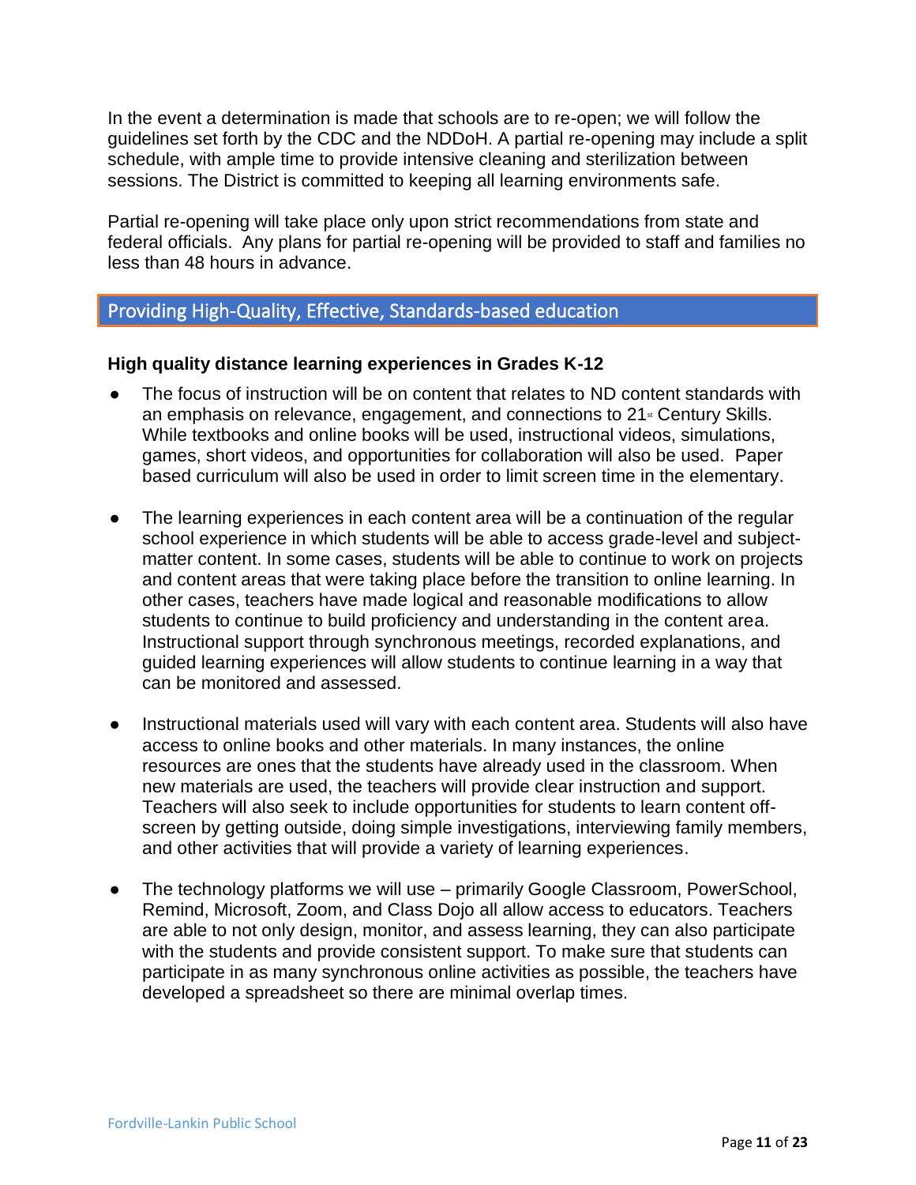In the event a determination is made that schools are to re-open; we will follow the guidelines set forth by the CDC and the NDDoH. A partial re-opening may include a split schedule, with ample time to provide intensive cleaning and sterilization between sessions. The District is committed to keeping all learning environments safe.

Partial re-opening will take place only upon strict recommendations from state and federal officials. Any plans for partial re-opening will be provided to staff and families no less than 48 hours in advance.

## Providing High-Quality, Effective, Standards-based education

**High quality distance learning experiences in Grades K-12**

- The focus of instruction will be on content that relates to ND content standards with an emphasis on relevance, engagement, and connections to 21st Century Skills. While textbooks and online books will be used, instructional videos, simulations, games, short videos, and opportunities for collaboration will also be used. Paper based curriculum will also be used in order to limit screen time in the elementary.

- The learning experiences in each content area will be a continuation of the regular school experience in which students will be able to access grade-level and subject-matter content. In some cases, students will be able to continue to work on projects and content areas that were taking place before the transition to online learning. In other cases, teachers have made logical and reasonable modifications to allow students to continue to build proficiency and understanding in the content area. Instructional support through synchronous meetings, recorded explanations, and guided learning experiences will allow students to continue learning in a way that can be monitored and assessed.

- Instructional materials used will vary with each content area. Students will also have access to online books and other materials. In many instances, the online resources are ones that the students have already used in the classroom. When new materials are used, the teachers will provide clear instruction and support. Teachers will also seek to include opportunities for students to learn content off-screen by getting outside, doing simple investigations, interviewing family members, and other activities that will provide a variety of learning experiences.

- The technology platforms we will use – primarily Google Classroom, PowerSchool, Remind, Microsoft, Zoom, and Class Dojo all allow access to educators. Teachers are able to not only design, monitor, and assess learning, they can also participate with the students and provide consistent support. To make sure that students can participate in as many synchronous online activities as possible, the teachers have developed a spreadsheet so there are minimal overlap times.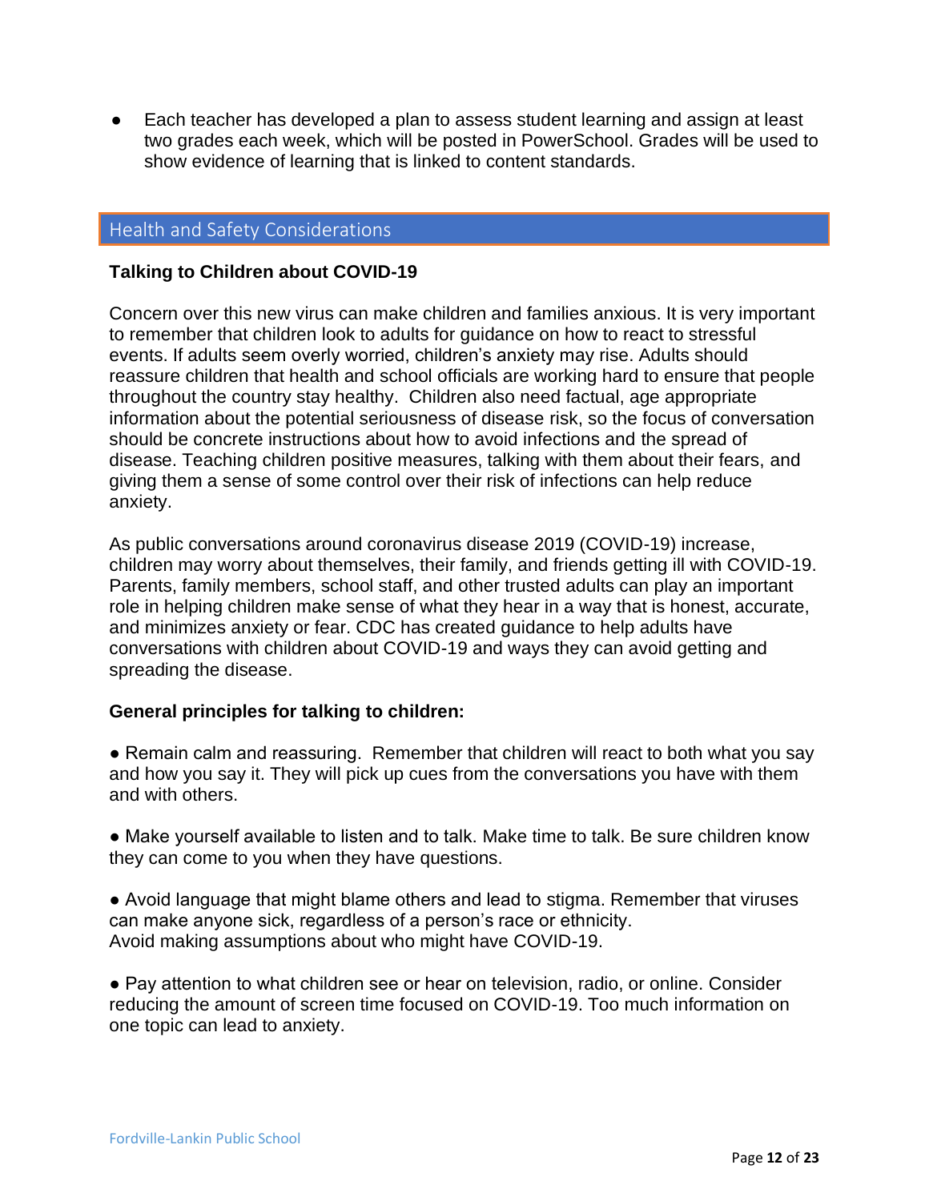- Each teacher has developed a plan to assess student learning and assign at least two grades each week, which will be posted in PowerSchool. Grades will be used to show evidence of learning that is linked to content standards.

## Health and Safety Considerations

**Talking to Children about COVID-19**

Concern over this new virus can make children and families anxious. It is very important to remember that children look to adults for guidance on how to react to stressful events. If adults seem overly worried, children's anxiety may rise. Adults should reassure children that health and school officials are working hard to ensure that people throughout the country stay healthy. Children also need factual, age appropriate information about the potential seriousness of disease risk, so the focus of conversation should be concrete instructions about how to avoid infections and the spread of disease. Teaching children positive measures, talking with them about their fears, and giving them a sense of some control over their risk of infections can help reduce anxiety.

As public conversations around coronavirus disease 2019 (COVID-19) increase, children may worry about themselves, their family, and friends getting ill with COVID-19. Parents, family members, school staff, and other trusted adults can play an important role in helping children make sense of what they hear in a way that is honest, accurate, and minimizes anxiety or fear. CDC has created guidance to help adults have conversations with children about COVID-19 and ways they can avoid getting and spreading the disease.

**General principles for talking to children:**

● Remain calm and reassuring. Remember that children will react to both what you say and how you say it. They will pick up cues from the conversations you have with them and with others.

● Make yourself available to listen and to talk. Make time to talk. Be sure children know they can come to you when they have questions.

● Avoid language that might blame others and lead to stigma. Remember that viruses can make anyone sick, regardless of a person's race or ethnicity. Avoid making assumptions about who might have COVID-19.

● Pay attention to what children see or hear on television, radio, or online. Consider reducing the amount of screen time focused on COVID-19. Too much information on one topic can lead to anxiety.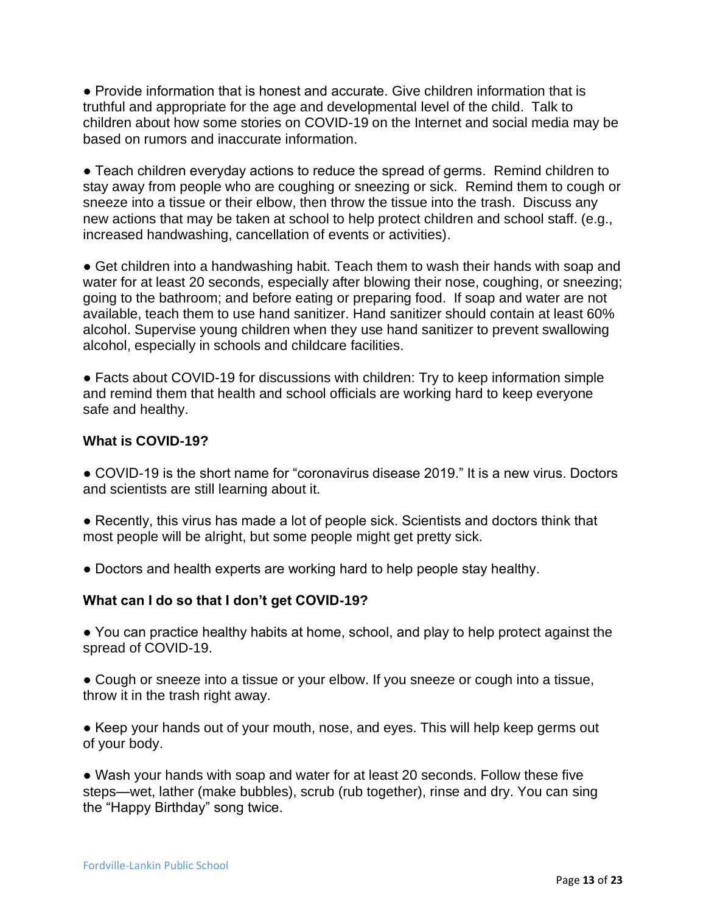- Provide information that is honest and accurate. Give children information that is truthful and appropriate for the age and developmental level of the child. Talk to children about how some stories on COVID-19 on the Internet and social media may be based on rumors and inaccurate information.

- Teach children everyday actions to reduce the spread of germs. Remind children to stay away from people who are coughing or sneezing or sick. Remind them to cough or sneeze into a tissue or their elbow, then throw the tissue into the trash. Discuss any new actions that may be taken at school to help protect children and school staff. (e.g., increased handwashing, cancellation of events or activities).

- Get children into a handwashing habit. Teach them to wash their hands with soap and water for at least 20 seconds, especially after blowing their nose, coughing, or sneezing; going to the bathroom; and before eating or preparing food. If soap and water are not available, teach them to use hand sanitizer. Hand sanitizer should contain at least 60% alcohol. Supervise young children when they use hand sanitizer to prevent swallowing alcohol, especially in schools and childcare facilities.

- Facts about COVID-19 for discussions with children: Try to keep information simple and remind them that health and school officials are working hard to keep everyone safe and healthy.

**What is COVID-19?**

- COVID-19 is the short name for "coronavirus disease 2019." It is a new virus. Doctors and scientists are still learning about it.

- Recently, this virus has made a lot of people sick. Scientists and doctors think that most people will be alright, but some people might get pretty sick.

- Doctors and health experts are working hard to help people stay healthy.

**What can I do so that I don't get COVID-19?**

- You can practice healthy habits at home, school, and play to help protect against the spread of COVID-19.

- Cough or sneeze into a tissue or your elbow. If you sneeze or cough into a tissue, throw it in the trash right away.

- Keep your hands out of your mouth, nose, and eyes. This will help keep germs out of your body.

- Wash your hands with soap and water for at least 20 seconds. Follow these five steps—wet, lather (make bubbles), scrub (rub together), rinse and dry. You can sing the "Happy Birthday" song twice.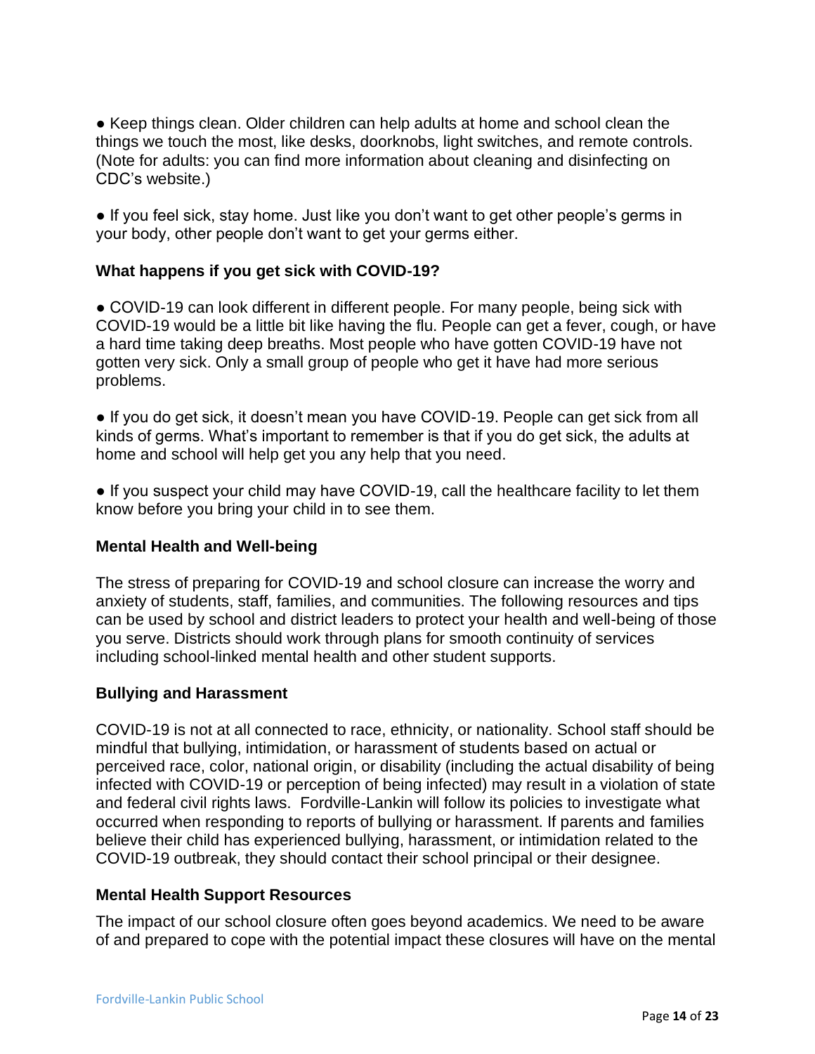- Keep things clean. Older children can help adults at home and school clean the things we touch the most, like desks, doorknobs, light switches, and remote controls. (Note for adults: you can find more information about cleaning and disinfecting on CDC's website.)

- If you feel sick, stay home. Just like you don't want to get other people's germs in your body, other people don't want to get your germs either.

**What happens if you get sick with COVID-19?**

- COVID-19 can look different in different people. For many people, being sick with COVID-19 would be a little bit like having the flu. People can get a fever, cough, or have a hard time taking deep breaths. Most people who have gotten COVID-19 have not gotten very sick. Only a small group of people who get it have had more serious problems.

- If you do get sick, it doesn't mean you have COVID-19. People can get sick from all kinds of germs. What's important to remember is that if you do get sick, the adults at home and school will help get you any help that you need.

- If you suspect your child may have COVID-19, call the healthcare facility to let them know before you bring your child in to see them.

**Mental Health and Well-being**

The stress of preparing for COVID-19 and school closure can increase the worry and anxiety of students, staff, families, and communities. The following resources and tips can be used by school and district leaders to protect your health and well-being of those you serve. Districts should work through plans for smooth continuity of services including school-linked mental health and other student supports.

**Bullying and Harassment**

COVID-19 is not at all connected to race, ethnicity, or nationality. School staff should be mindful that bullying, intimidation, or harassment of students based on actual or perceived race, color, national origin, or disability (including the actual disability of being infected with COVID-19 or perception of being infected) may result in a violation of state and federal civil rights laws. Fordville-Lankin will follow its policies to investigate what occurred when responding to reports of bullying or harassment. If parents and families believe their child has experienced bullying, harassment, or intimidation related to the COVID-19 outbreak, they should contact their school principal or their designee.

**Mental Health Support Resources**

The impact of our school closure often goes beyond academics. We need to be aware of and prepared to cope with the potential impact these closures will have on the mental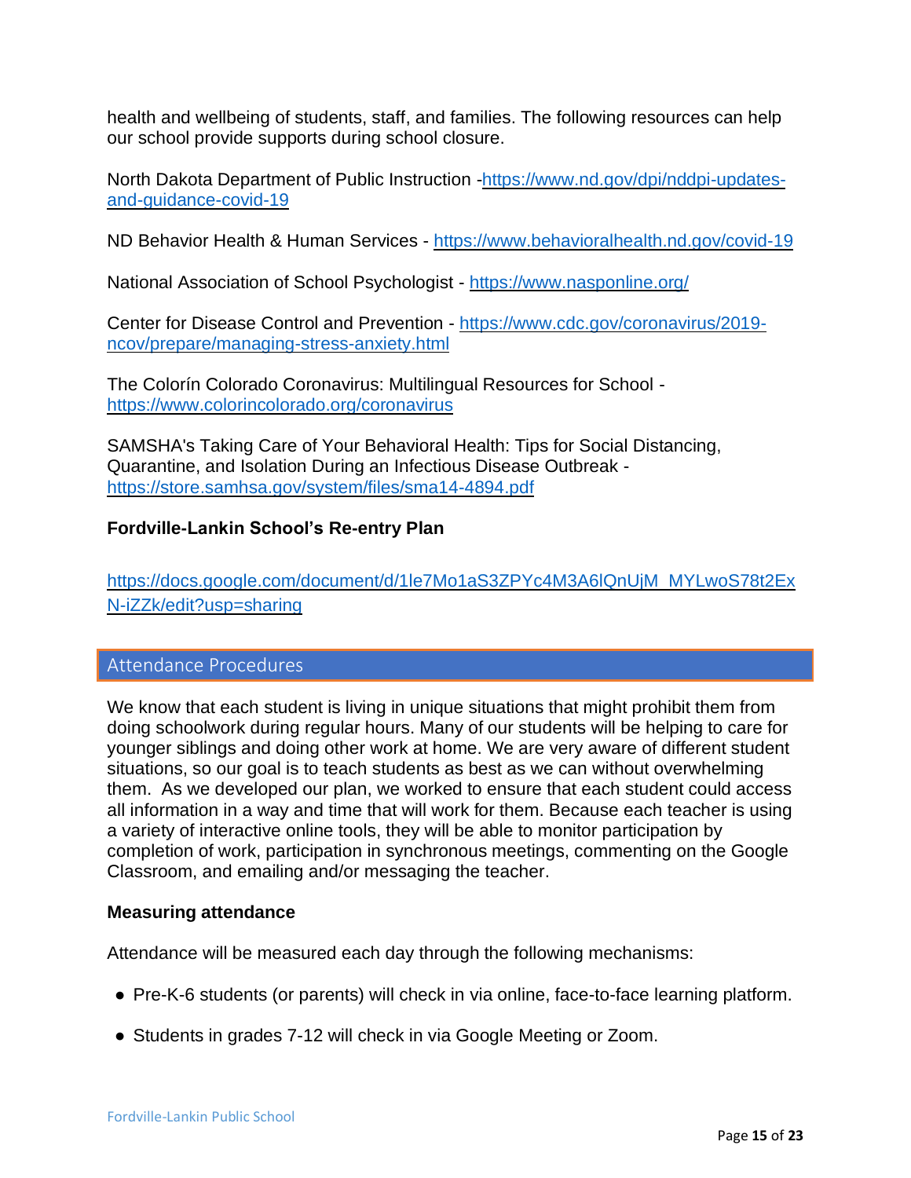health and wellbeing of students, staff, and families. The following resources can help our school provide supports during school closure.

North Dakota Department of Public Instruction -https://www.nd.gov/dpi/nddpi-updates-and-guidance-covid-19

ND Behavior Health & Human Services - https://www.behavioralhealth.nd.gov/covid-19

National Association of School Psychologist - https://www.nasponline.org/

Center for Disease Control and Prevention - https://www.cdc.gov/coronavirus/2019-ncov/prepare/managing-stress-anxiety.html

The Colorín Colorado Coronavirus: Multilingual Resources for School - https://www.colorincolorado.org/coronavirus

SAMSHA's Taking Care of Your Behavioral Health: Tips for Social Distancing, Quarantine, and Isolation During an Infectious Disease Outbreak - https://store.samhsa.gov/system/files/sma14-4894.pdf

**Fordville-Lankin School's Re-entry Plan**

https://docs.google.com/document/d/1le7Mo1aS3ZPYc4M3A6lQnUjM_MYLwoS78t2ExN-iZZk/edit?usp=sharing

## Attendance Procedures

We know that each student is living in unique situations that might prohibit them from doing schoolwork during regular hours. Many of our students will be helping to care for younger siblings and doing other work at home. We are very aware of different student situations, so our goal is to teach students as best as we can without overwhelming them. As we developed our plan, we worked to ensure that each student could access all information in a way and time that will work for them. Because each teacher is using a variety of interactive online tools, they will be able to monitor participation by completion of work, participation in synchronous meetings, commenting on the Google Classroom, and emailing and/or messaging the teacher.

**Measuring attendance**

Attendance will be measured each day through the following mechanisms:

- Pre-K-6 students (or parents) will check in via online, face-to-face learning platform.
- Students in grades 7-12 will check in via Google Meeting or Zoom.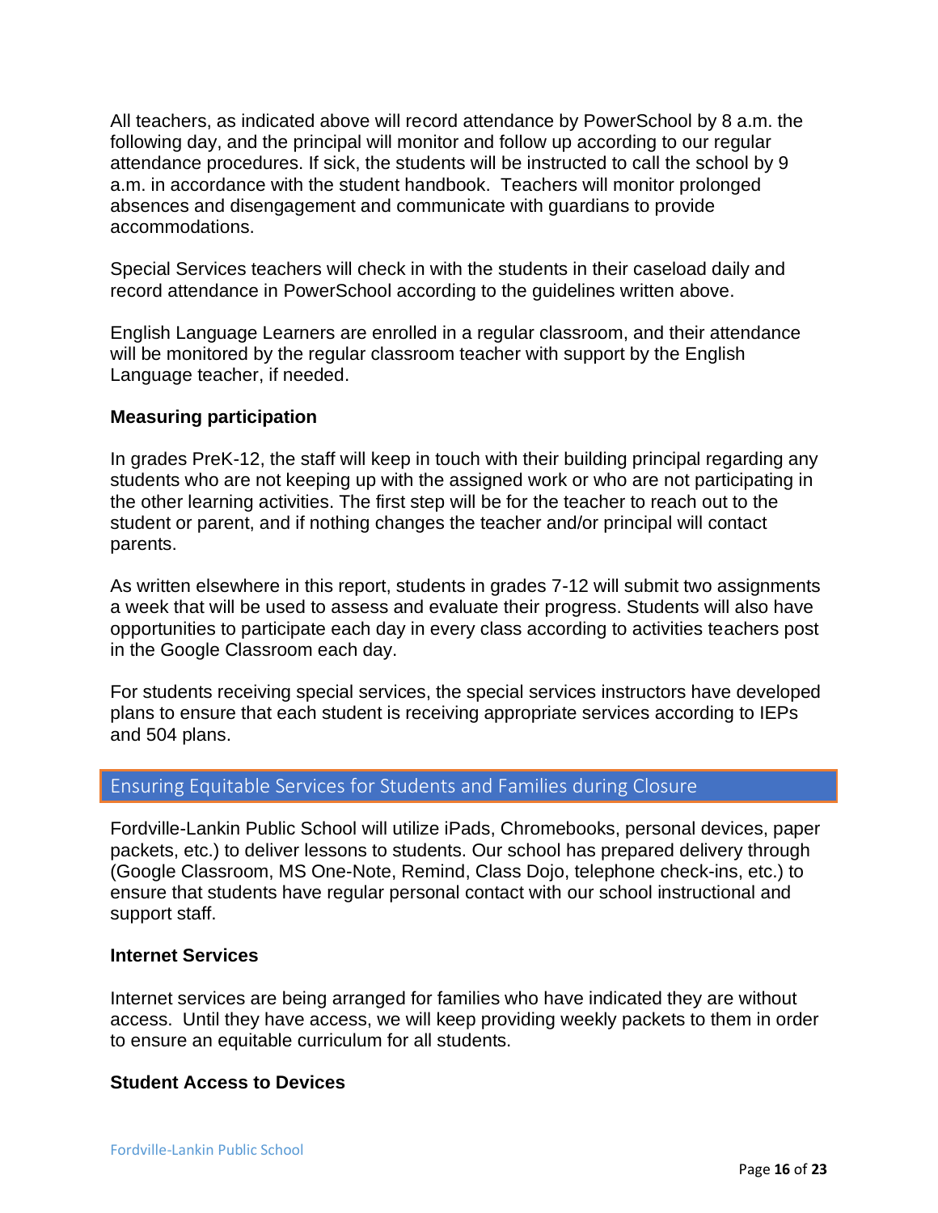All teachers, as indicated above will record attendance by PowerSchool by 8 a.m. the following day, and the principal will monitor and follow up according to our regular attendance procedures. If sick, the students will be instructed to call the school by 9 a.m. in accordance with the student handbook. Teachers will monitor prolonged absences and disengagement and communicate with guardians to provide accommodations.

Special Services teachers will check in with the students in their caseload daily and record attendance in PowerSchool according to the guidelines written above.

English Language Learners are enrolled in a regular classroom, and their attendance will be monitored by the regular classroom teacher with support by the English Language teacher, if needed.

**Measuring participation**

In grades PreK-12, the staff will keep in touch with their building principal regarding any students who are not keeping up with the assigned work or who are not participating in the other learning activities. The first step will be for the teacher to reach out to the student or parent, and if nothing changes the teacher and/or principal will contact parents.

As written elsewhere in this report, students in grades 7-12 will submit two assignments a week that will be used to assess and evaluate their progress. Students will also have opportunities to participate each day in every class according to activities teachers post in the Google Classroom each day.

For students receiving special services, the special services instructors have developed plans to ensure that each student is receiving appropriate services according to IEPs and 504 plans.

## Ensuring Equitable Services for Students and Families during Closure

Fordville-Lankin Public School will utilize iPads, Chromebooks, personal devices, paper packets, etc.) to deliver lessons to students. Our school has prepared delivery through (Google Classroom, MS One-Note, Remind, Class Dojo, telephone check-ins, etc.) to ensure that students have regular personal contact with our school instructional and support staff.

**Internet Services**

Internet services are being arranged for families who have indicated they are without access. Until they have access, we will keep providing weekly packets to them in order to ensure an equitable curriculum for all students.

**Student Access to Devices**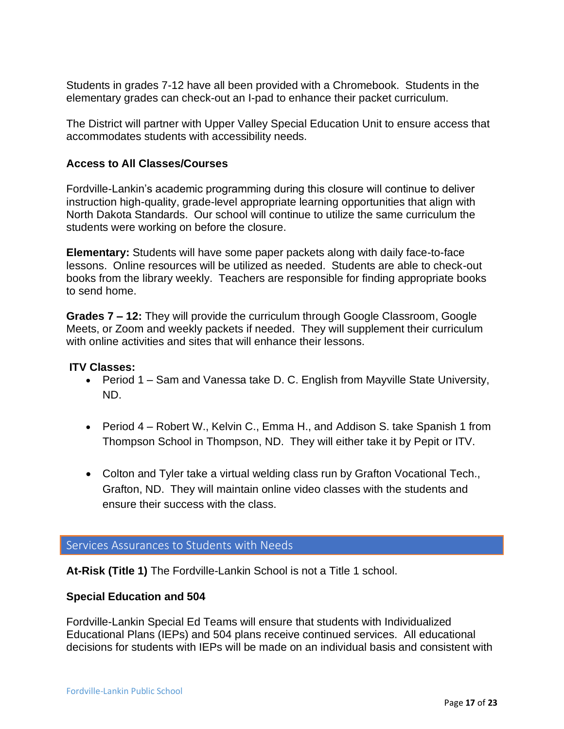Students in grades 7-12 have all been provided with a Chromebook. Students in the elementary grades can check-out an I-pad to enhance their packet curriculum.

The District will partner with Upper Valley Special Education Unit to ensure access that accommodates students with accessibility needs.

**Access to All Classes/Courses**

Fordville-Lankin's academic programming during this closure will continue to deliver instruction high-quality, grade-level appropriate learning opportunities that align with North Dakota Standards. Our school will continue to utilize the same curriculum the students were working on before the closure.

**Elementary:** Students will have some paper packets along with daily face-to-face lessons. Online resources will be utilized as needed. Students are able to check-out books from the library weekly. Teachers are responsible for finding appropriate books to send home.

**Grades 7 – 12:** They will provide the curriculum through Google Classroom, Google Meets, or Zoom and weekly packets if needed. They will supplement their curriculum with online activities and sites that will enhance their lessons.

**ITV Classes:**

- Period 1 – Sam and Vanessa take D. C. English from Mayville State University, ND.
- Period 4 – Robert W., Kelvin C., Emma H., and Addison S. take Spanish 1 from Thompson School in Thompson, ND. They will either take it by Pepit or ITV.
- Colton and Tyler take a virtual welding class run by Grafton Vocational Tech., Grafton, ND. They will maintain online video classes with the students and ensure their success with the class.

## Services Assurances to Students with Needs

**At-Risk (Title 1)** The Fordville-Lankin School is not a Title 1 school.

**Special Education and 504**

Fordville-Lankin Special Ed Teams will ensure that students with Individualized Educational Plans (IEPs) and 504 plans receive continued services. All educational decisions for students with IEPs will be made on an individual basis and consistent with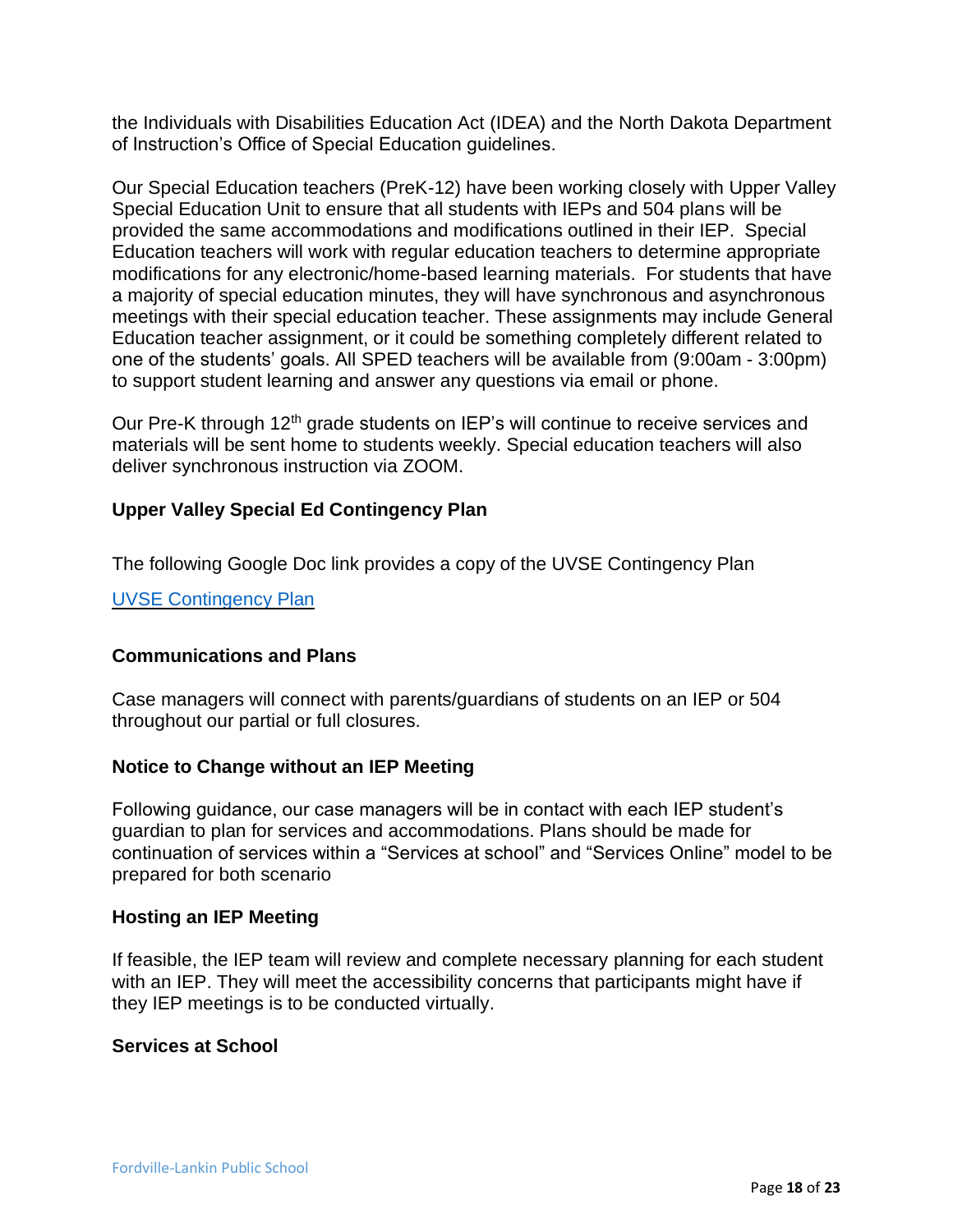the Individuals with Disabilities Education Act (IDEA) and the North Dakota Department of Instruction's Office of Special Education guidelines.

Our Special Education teachers (PreK-12) have been working closely with Upper Valley Special Education Unit to ensure that all students with IEPs and 504 plans will be provided the same accommodations and modifications outlined in their IEP. Special Education teachers will work with regular education teachers to determine appropriate modifications for any electronic/home-based learning materials. For students that have a majority of special education minutes, they will have synchronous and asynchronous meetings with their special education teacher. These assignments may include General Education teacher assignment, or it could be something completely different related to one of the students' goals. All SPED teachers will be available from (9:00am - 3:00pm) to support student learning and answer any questions via email or phone.

Our Pre-K through 12th grade students on IEP's will continue to receive services and materials will be sent home to students weekly. Special education teachers will also deliver synchronous instruction via ZOOM.

**Upper Valley Special Ed Contingency Plan**

The following Google Doc link provides a copy of the UVSE Contingency Plan

UVSE Contingency Plan

**Communications and Plans**

Case managers will connect with parents/guardians of students on an IEP or 504 throughout our partial or full closures.

**Notice to Change without an IEP Meeting**

Following guidance, our case managers will be in contact with each IEP student's guardian to plan for services and accommodations. Plans should be made for continuation of services within a "Services at school" and "Services Online" model to be prepared for both scenario

**Hosting an IEP Meeting**

If feasible, the IEP team will review and complete necessary planning for each student with an IEP. They will meet the accessibility concerns that participants might have if they IEP meetings is to be conducted virtually.

**Services at School**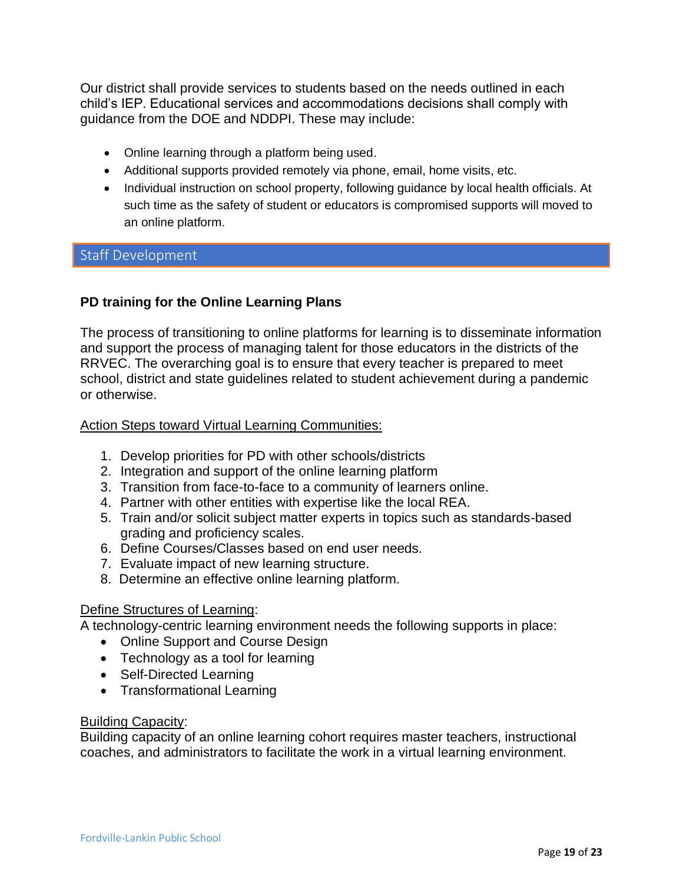Our district shall provide services to students based on the needs outlined in each child's IEP. Educational services and accommodations decisions shall comply with guidance from the DOE and NDDPI. These may include:

- Online learning through a platform being used.
- Additional supports provided remotely via phone, email, home visits, etc.
- Individual instruction on school property, following guidance by local health officials. At such time as the safety of student or educators is compromised supports will moved to an online platform.

## Staff Development

### PD training for the Online Learning Plans

The process of transitioning to online platforms for learning is to disseminate information and support the process of managing talent for those educators in the districts of the RRVEC. The overarching goal is to ensure that every teacher is prepared to meet school, district and state guidelines related to student achievement during a pandemic or otherwise.

<u>Action Steps toward Virtual Learning Communities:</u>

1. Develop priorities for PD with other schools/districts
2. Integration and support of the online learning platform
3. Transition from face-to-face to a community of learners online.
4. Partner with other entities with expertise like the local REA.
5. Train and/or solicit subject matter experts in topics such as standards-based grading and proficiency scales.
6. Define Courses/Classes based on end user needs.
7. Evaluate impact of new learning structure.
8. Determine an effective online learning platform.

<u>Define Structures of Learning</u>:
A technology-centric learning environment needs the following supports in place:

- Online Support and Course Design
- Technology as a tool for learning
- Self-Directed Learning
- Transformational Learning

<u>Building Capacity</u>:
Building capacity of an online learning cohort requires master teachers, instructional coaches, and administrators to facilitate the work in a virtual learning environment.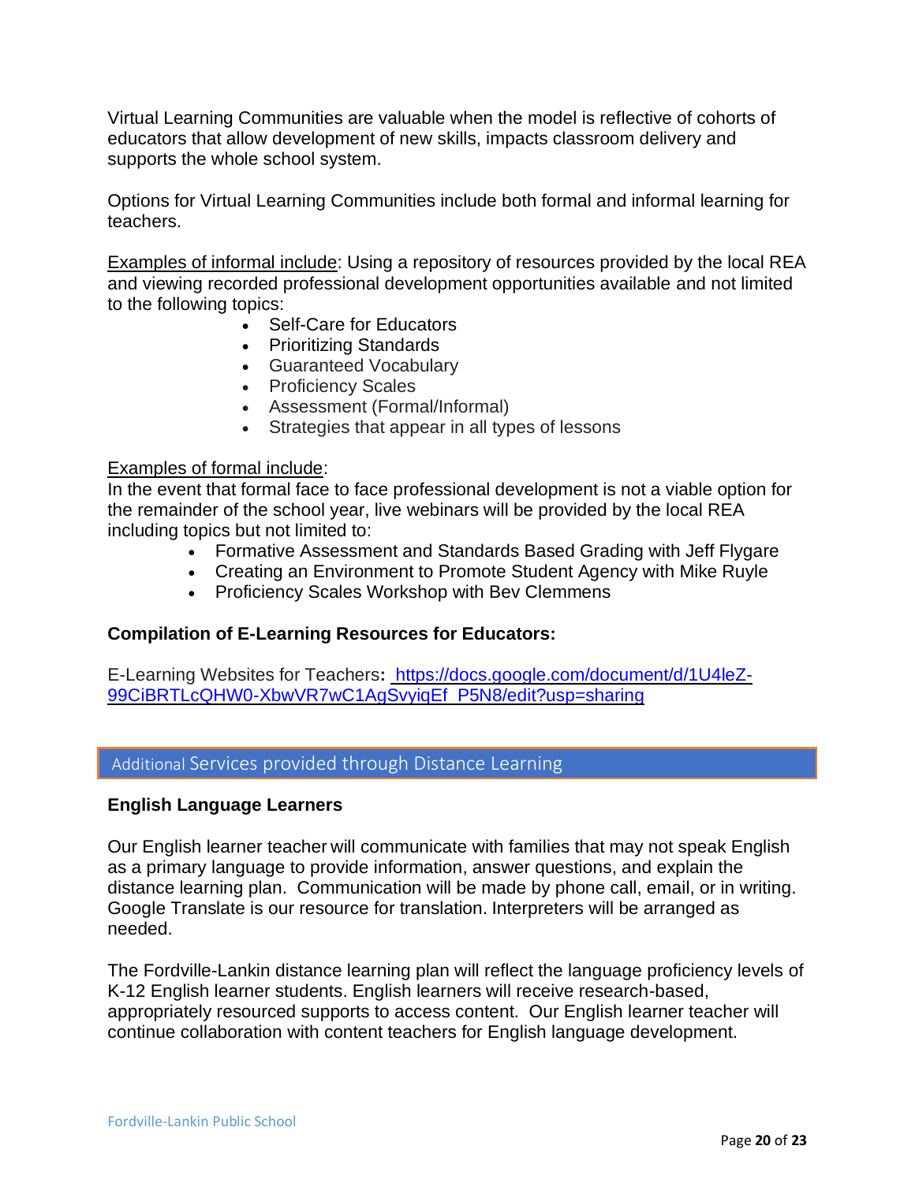Virtual Learning Communities are valuable when the model is reflective of cohorts of educators that allow development of new skills, impacts classroom delivery and supports the whole school system.

Options for Virtual Learning Communities include both formal and informal learning for teachers.

Examples of informal include: Using a repository of resources provided by the local REA and viewing recorded professional development opportunities available and not limited to the following topics:

- Self-Care for Educators
- Prioritizing Standards
- Guaranteed Vocabulary
- Proficiency Scales
- Assessment (Formal/Informal)
- Strategies that appear in all types of lessons

Examples of formal include:
In the event that formal face to face professional development is not a viable option for the remainder of the school year, live webinars will be provided by the local REA including topics but not limited to:

- Formative Assessment and Standards Based Grading with Jeff Flygare
- Creating an Environment to Promote Student Agency with Mike Ruyle
- Proficiency Scales Workshop with Bev Clemmens

**Compilation of E-Learning Resources for Educators:**

E-Learning Websites for Teachers**:** https://docs.google.com/document/d/1U4leZ-99CiBRTLcQHW0-XbwVR7wC1AgSvyiqEf_P5N8/edit?usp=sharing

## Additional Services provided through Distance Learning

**English Language Learners**

Our English learner teacher will communicate with families that may not speak English as a primary language to provide information, answer questions, and explain the distance learning plan. Communication will be made by phone call, email, or in writing. Google Translate is our resource for translation. Interpreters will be arranged as needed.

The Fordville-Lankin distance learning plan will reflect the language proficiency levels of K-12 English learner students. English learners will receive research-based, appropriately resourced supports to access content. Our English learner teacher will continue collaboration with content teachers for English language development.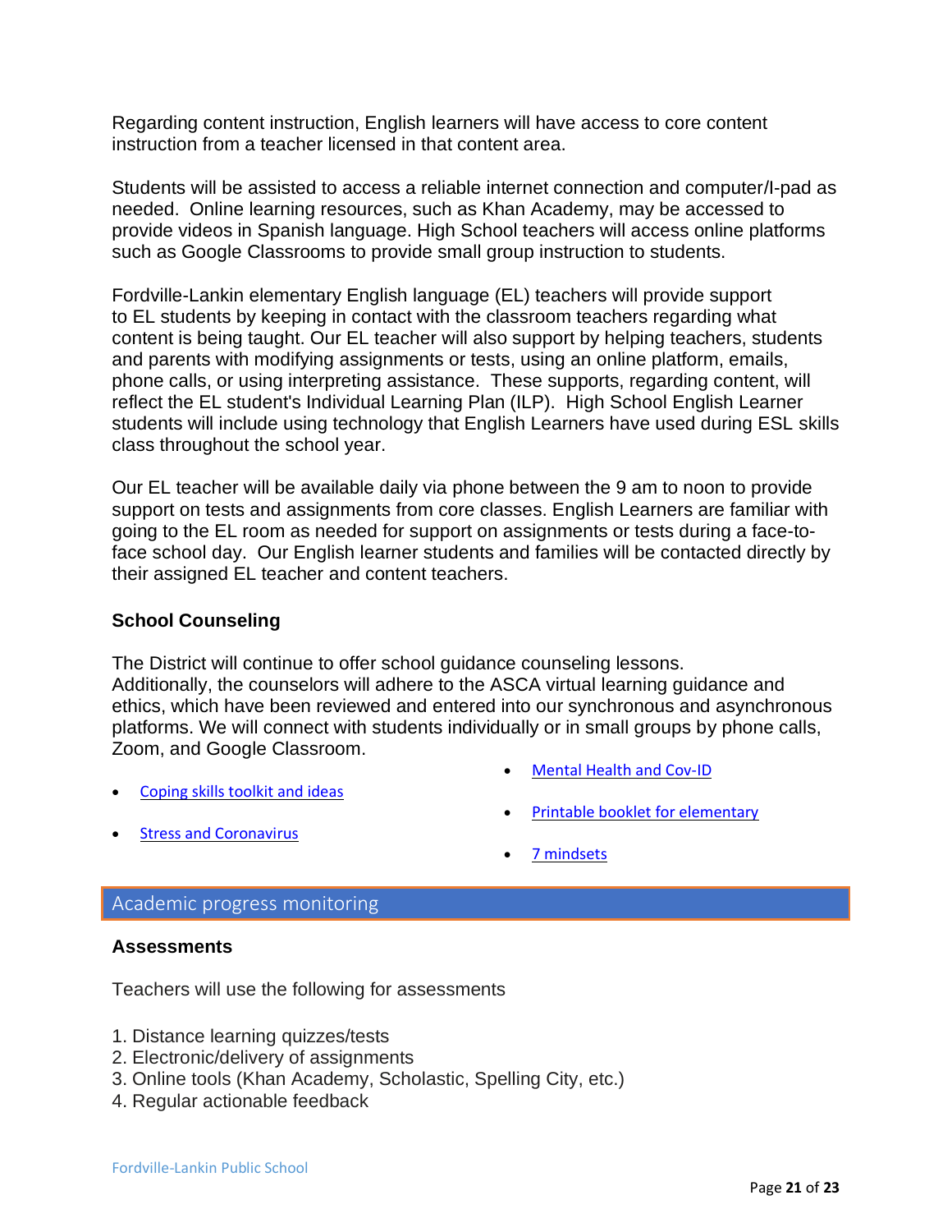Regarding content instruction, English learners will have access to core content instruction from a teacher licensed in that content area.

Students will be assisted to access a reliable internet connection and computer/I-pad as needed. Online learning resources, such as Khan Academy, may be accessed to provide videos in Spanish language. High School teachers will access online platforms such as Google Classrooms to provide small group instruction to students.

Fordville-Lankin elementary English language (EL) teachers will provide support to EL students by keeping in contact with the classroom teachers regarding what content is being taught. Our EL teacher will also support by helping teachers, students and parents with modifying assignments or tests, using an online platform, emails, phone calls, or using interpreting assistance. These supports, regarding content, will reflect the EL student's Individual Learning Plan (ILP). High School English Learner students will include using technology that English Learners have used during ESL skills class throughout the school year.

Our EL teacher will be available daily via phone between the 9 am to noon to provide support on tests and assignments from core classes. English Learners are familiar with going to the EL room as needed for support on assignments or tests during a face-to-face school day. Our English learner students and families will be contacted directly by their assigned EL teacher and content teachers.

### School Counseling

The District will continue to offer school guidance counseling lessons. Additionally, the counselors will adhere to the ASCA virtual learning guidance and ethics, which have been reviewed and entered into our synchronous and asynchronous platforms. We will connect with students individually or in small groups by phone calls, Zoom, and Google Classroom.

- Coping skills toolkit and ideas
- Stress and Coronavirus
- Mental Health and Cov-ID
- Printable booklet for elementary
- 7 mindsets

## Academic progress monitoring

### Assessments

Teachers will use the following for assessments

1. Distance learning quizzes/tests
2. Electronic/delivery of assignments
3. Online tools (Khan Academy, Scholastic, Spelling City, etc.)
4. Regular actionable feedback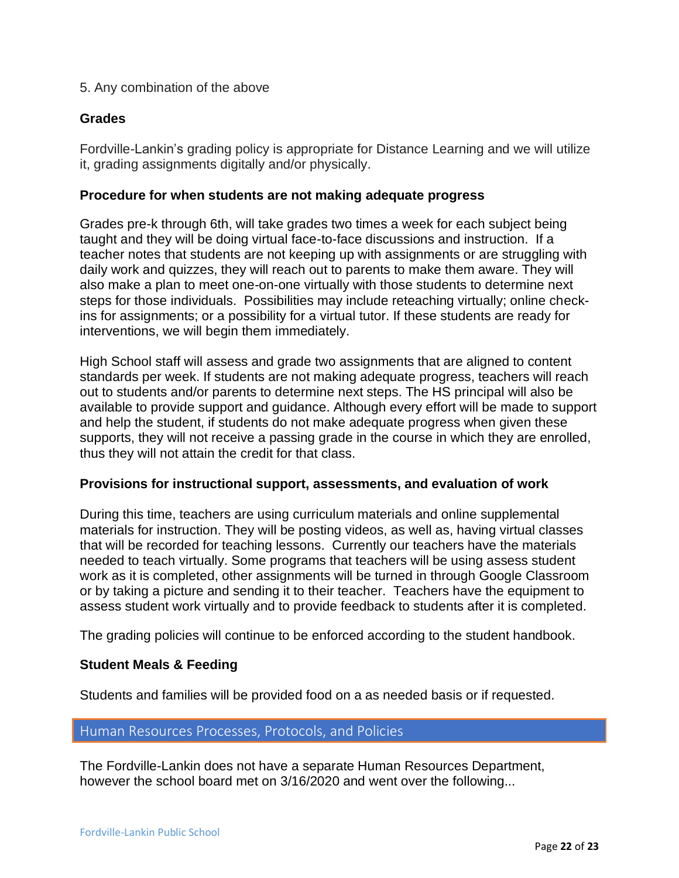5. Any combination of the above

**Grades**

Fordville-Lankin's grading policy is appropriate for Distance Learning and we will utilize it, grading assignments digitally and/or physically.

**Procedure for when students are not making adequate progress**

Grades pre-k through 6th, will take grades two times a week for each subject being taught and they will be doing virtual face-to-face discussions and instruction. If a teacher notes that students are not keeping up with assignments or are struggling with daily work and quizzes, they will reach out to parents to make them aware. They will also make a plan to meet one-on-one virtually with those students to determine next steps for those individuals. Possibilities may include reteaching virtually; online check-ins for assignments; or a possibility for a virtual tutor. If these students are ready for interventions, we will begin them immediately.

High School staff will assess and grade two assignments that are aligned to content standards per week. If students are not making adequate progress, teachers will reach out to students and/or parents to determine next steps. The HS principal will also be available to provide support and guidance. Although every effort will be made to support and help the student, if students do not make adequate progress when given these supports, they will not receive a passing grade in the course in which they are enrolled, thus they will not attain the credit for that class.

**Provisions for instructional support, assessments, and evaluation of work**

During this time, teachers are using curriculum materials and online supplemental materials for instruction. They will be posting videos, as well as, having virtual classes that will be recorded for teaching lessons. Currently our teachers have the materials needed to teach virtually. Some programs that teachers will be using assess student work as it is completed, other assignments will be turned in through Google Classroom or by taking a picture and sending it to their teacher. Teachers have the equipment to assess student work virtually and to provide feedback to students after it is completed.

The grading policies will continue to be enforced according to the student handbook.

**Student Meals & Feeding**

Students and families will be provided food on a as needed basis or if requested.

## Human Resources Processes, Protocols, and Policies

The Fordville-Lankin does not have a separate Human Resources Department, however the school board met on 3/16/2020 and went over the following...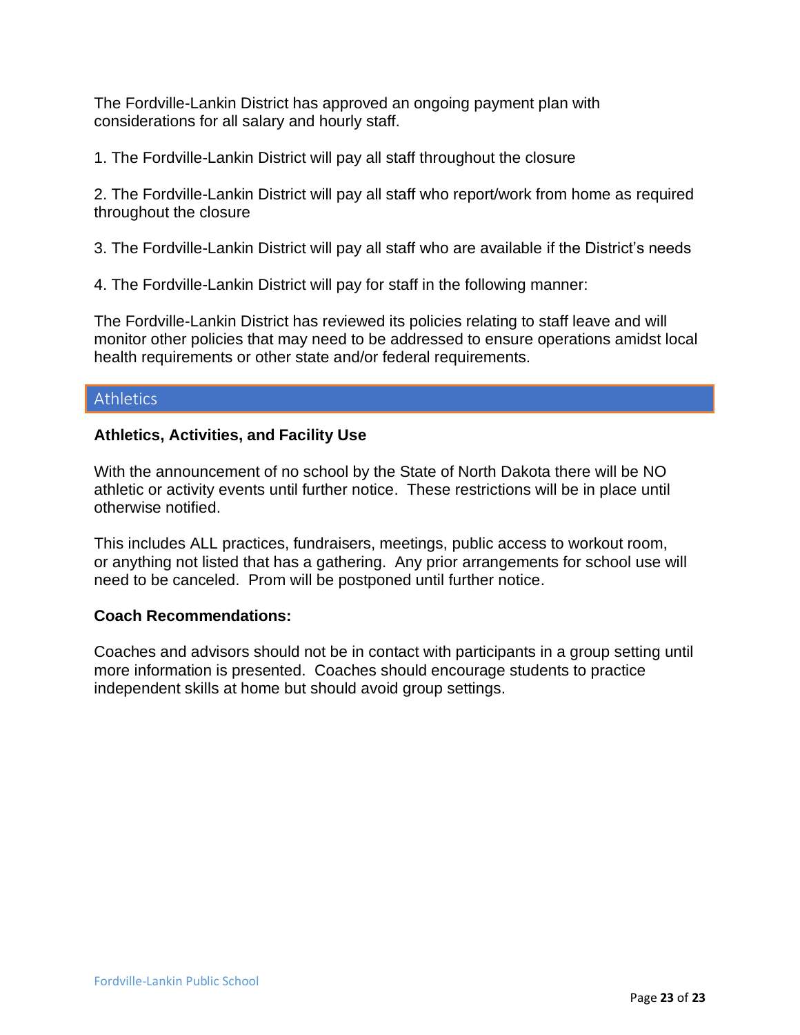The Fordville-Lankin District has approved an ongoing payment plan with considerations for all salary and hourly staff.

1. The Fordville-Lankin District will pay all staff throughout the closure

2. The Fordville-Lankin District will pay all staff who report/work from home as required throughout the closure

3. The Fordville-Lankin District will pay all staff who are available if the District's needs

4. The Fordville-Lankin District will pay for staff in the following manner:

The Fordville-Lankin District has reviewed its policies relating to staff leave and will monitor other policies that may need to be addressed to ensure operations amidst local health requirements or other state and/or federal requirements.

## Athletics

**Athletics, Activities, and Facility Use**

With the announcement of no school by the State of North Dakota there will be NO athletic or activity events until further notice. These restrictions will be in place until otherwise notified.

This includes ALL practices, fundraisers, meetings, public access to workout room, or anything not listed that has a gathering. Any prior arrangements for school use will need to be canceled. Prom will be postponed until further notice.

**Coach Recommendations:**

Coaches and advisors should not be in contact with participants in a group setting until more information is presented. Coaches should encourage students to practice independent skills at home but should avoid group settings.